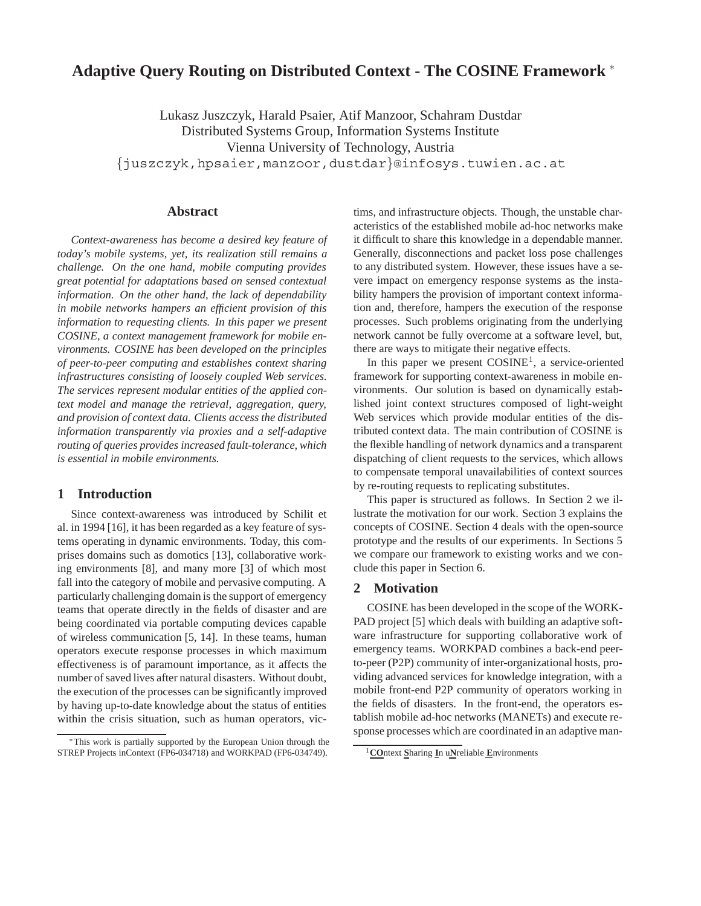# Adaptive Query Routing on Distributed Context - The COSINE Framework [*]

Lukasz Juszczyk, Harald Psaier, Atif Manzoor, Schahram Dustdar
Distributed Systems Group, Information Systems Institute
Vienna University of Technology, Austria
{juszczyk,hpsaier,manzoor,dustdar}@infosys.tuwien.ac.at

## Abstract

*Context-awareness has become a desired key feature of today's mobile systems, yet, its realization still remains a challenge. On the one hand, mobile computing provides great potential for adaptations based on sensed contextual information. On the other hand, the lack of dependability in mobile networks hampers an efficient provision of this information to requesting clients. In this paper we present COSINE, a context management framework for mobile environments. COSINE has been developed on the principles of peer-to-peer computing and establishes context sharing infrastructures consisting of loosely coupled Web services. The services represent modular entities of the applied context model and manage the retrieval, aggregation, query, and provision of context data. Clients access the distributed information transparently via proxies and a self-adaptive routing of queries provides increased fault-tolerance, which is essential in mobile environments.*

## 1 Introduction

Since context-awareness was introduced by Schilit et al. in 1994 [16], it has been regarded as a key feature of systems operating in dynamic environments. Today, this comprises domains such as domotics [13], collaborative working environments [8], and many more [3] of which most fall into the category of mobile and pervasive computing. A particularly challenging domain is the support of emergency teams that operate directly in the fields of disaster and are being coordinated via portable computing devices capable of wireless communication [5, 14]. In these teams, human operators execute response processes in which maximum effectiveness is of paramount importance, as it affects the number of saved lives after natural disasters. Without doubt, the execution of the processes can be significantly improved by having up-to-date knowledge about the status of entities within the crisis situation, such as human operators, victims, and infrastructure objects. Though, the unstable characteristics of the established mobile ad-hoc networks make it difficult to share this knowledge in a dependable manner. Generally, disconnections and packet loss pose challenges to any distributed system. However, these issues have a severe impact on emergency response systems as the instability hampers the provision of important context information and, therefore, hampers the execution of the response processes. Such problems originating from the underlying network cannot be fully overcome at a software level, but, there are ways to mitigate their negative effects.

In this paper we present COSINE[1], a service-oriented framework for supporting context-awareness in mobile environments. Our solution is based on dynamically established joint context structures composed of light-weight Web services which provide modular entities of the distributed context data. The main contribution of COSINE is the flexible handling of network dynamics and a transparent dispatching of client requests to the services, which allows to compensate temporal unavailabilities of context sources by re-routing requests to replicating substitutes.

This paper is structured as follows. In Section 2 we illustrate the motivation for our work. Section 3 explains the concepts of COSINE. Section 4 deals with the open-source prototype and the results of our experiments. In Sections 5 we compare our framework to existing works and we conclude this paper in Section 6.

## 2 Motivation

COSINE has been developed in the scope of the WORKPAD project [5] which deals with building an adaptive software infrastructure for supporting collaborative work of emergency teams. WORKPAD combines a back-end peer-to-peer (P2P) community of inter-organizational hosts, providing advanced services for knowledge integration, with a mobile front-end P2P community of operators working in the fields of disasters. In the front-end, the operators establish mobile ad-hoc networks (MANETs) and execute response processes which are coordinated in an adaptive man-

[*] This work is partially supported by the European Union through the STREP Projects inContext (FP6-034718) and WORKPAD (FP6-034749).

[1] **CO**ntext **S**haring **I**n u**N**reliable **E**nvironments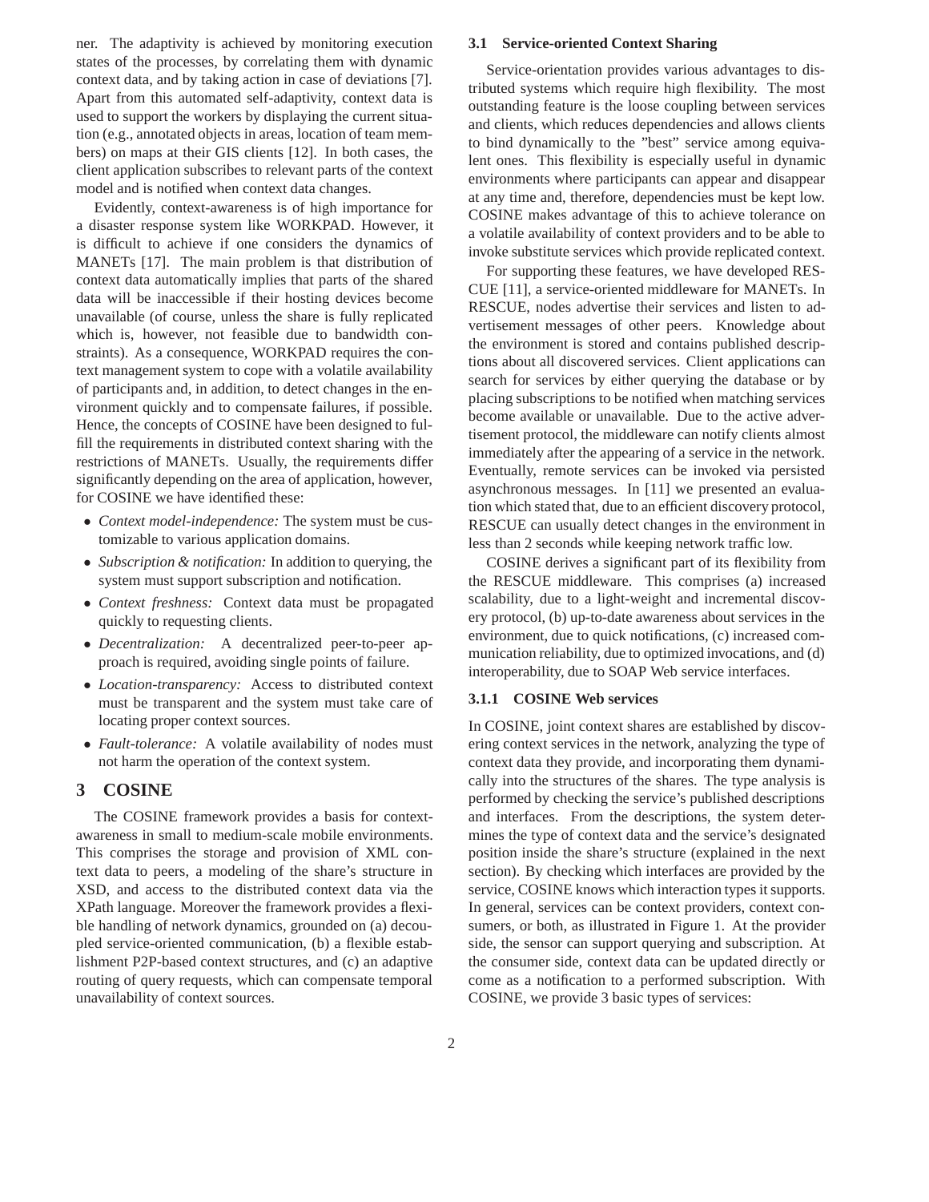ner. The adaptivity is achieved by monitoring execution states of the processes, by correlating them with dynamic context data, and by taking action in case of deviations [7]. Apart from this automated self-adaptivity, context data is used to support the workers by displaying the current situation (e.g., annotated objects in areas, location of team members) on maps at their GIS clients [12]. In both cases, the client application subscribes to relevant parts of the context model and is notified when context data changes.

Evidently, context-awareness is of high importance for a disaster response system like WORKPAD. However, it is difficult to achieve if one considers the dynamics of MANETs [17]. The main problem is that distribution of context data automatically implies that parts of the shared data will be inaccessible if their hosting devices become unavailable (of course, unless the share is fully replicated which is, however, not feasible due to bandwidth constraints). As a consequence, WORKPAD requires the context management system to cope with a volatile availability of participants and, in addition, to detect changes in the environment quickly and to compensate failures, if possible. Hence, the concepts of COSINE have been designed to fulfill the requirements in distributed context sharing with the restrictions of MANETs. Usually, the requirements differ significantly depending on the area of application, however, for COSINE we have identified these:

- *Context model-independence:* The system must be customizable to various application domains.
- *Subscription & notification:* In addition to querying, the system must support subscription and notification.
- *Context freshness:* Context data must be propagated quickly to requesting clients.
- *Decentralization:* A decentralized peer-to-peer approach is required, avoiding single points of failure.
- *Location-transparency:* Access to distributed context must be transparent and the system must take care of locating proper context sources.
- *Fault-tolerance:* A volatile availability of nodes must not harm the operation of the context system.

# 3 COSINE

The COSINE framework provides a basis for context-awareness in small to medium-scale mobile environments. This comprises the storage and provision of XML context data to peers, a modeling of the share's structure in XSD, and access to the distributed context data via the XPath language. Moreover the framework provides a flexible handling of network dynamics, grounded on (a) decoupled service-oriented communication, (b) a flexible establishment P2P-based context structures, and (c) an adaptive routing of query requests, which can compensate temporal unavailability of context sources.

## 3.1 Service-oriented Context Sharing

Service-orientation provides various advantages to distributed systems which require high flexibility. The most outstanding feature is the loose coupling between services and clients, which reduces dependencies and allows clients to bind dynamically to the "best" service among equivalent ones. This flexibility is especially useful in dynamic environments where participants can appear and disappear at any time and, therefore, dependencies must be kept low. COSINE makes advantage of this to achieve tolerance on a volatile availability of context providers and to be able to invoke substitute services which provide replicated context.

For supporting these features, we have developed RESCUE [11], a service-oriented middleware for MANETs. In RESCUE, nodes advertise their services and listen to advertisement messages of other peers. Knowledge about the environment is stored and contains published descriptions about all discovered services. Client applications can search for services by either querying the database or by placing subscriptions to be notified when matching services become available or unavailable. Due to the active advertisement protocol, the middleware can notify clients almost immediately after the appearing of a service in the network. Eventually, remote services can be invoked via persisted asynchronous messages. In [11] we presented an evaluation which stated that, due to an efficient discovery protocol, RESCUE can usually detect changes in the environment in less than 2 seconds while keeping network traffic low.

COSINE derives a significant part of its flexibility from the RESCUE middleware. This comprises (a) increased scalability, due to a light-weight and incremental discovery protocol, (b) up-to-date awareness about services in the environment, due to quick notifications, (c) increased communication reliability, due to optimized invocations, and (d) interoperability, due to SOAP Web service interfaces.

### 3.1.1 COSINE Web services

In COSINE, joint context shares are established by discovering context services in the network, analyzing the type of context data they provide, and incorporating them dynamically into the structures of the shares. The type analysis is performed by checking the service's published descriptions and interfaces. From the descriptions, the system determines the type of context data and the service's designated position inside the share's structure (explained in the next section). By checking which interfaces are provided by the service, COSINE knows which interaction types it supports. In general, services can be context providers, context consumers, or both, as illustrated in Figure 1. At the provider side, the sensor can support querying and subscription. At the consumer side, context data can be updated directly or come as a notification to a performed subscription. With COSINE, we provide 3 basic types of services: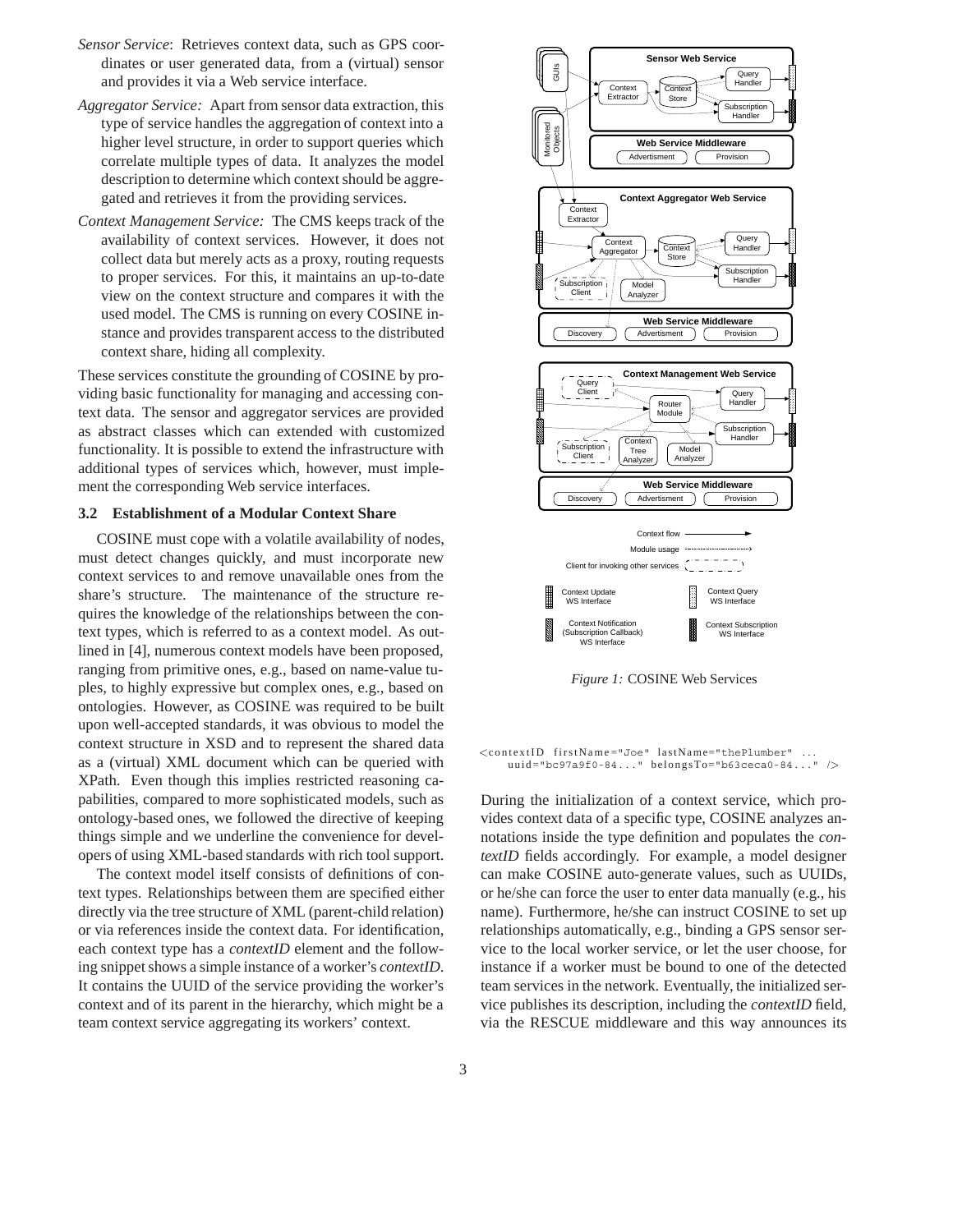*Sensor Service*: Retrieves context data, such as GPS coordinates or user generated data, from a (virtual) sensor and provides it via a Web service interface.

*Aggregator Service:* Apart from sensor data extraction, this type of service handles the aggregation of context into a higher level structure, in order to support queries which correlate multiple types of data. It analyzes the model description to determine which context should be aggregated and retrieves it from the providing services.

*Context Management Service:* The CMS keeps track of the availability of context services. However, it does not collect data but merely acts as a proxy, routing requests to proper services. For this, it maintains an up-to-date view on the context structure and compares it with the used model. The CMS is running on every COSINE instance and provides transparent access to the distributed context share, hiding all complexity.

These services constitute the grounding of COSINE by providing basic functionality for managing and accessing context data. The sensor and aggregator services are provided as abstract classes which can extended with customized functionality. It is possible to extend the infrastructure with additional types of services which, however, must implement the corresponding Web service interfaces.

### 3.2 Establishment of a Modular Context Share

COSINE must cope with a volatile availability of nodes, must detect changes quickly, and must incorporate new context services to and remove unavailable ones from the share's structure. The maintenance of the structure requires the knowledge of the relationships between the context types, which is referred to as a context model. As outlined in [4], numerous context models have been proposed, ranging from primitive ones, e.g., based on name-value tuples, to highly expressive but complex ones, e.g., based on ontologies. However, as COSINE was required to be built upon well-accepted standards, it was obvious to model the context structure in XSD and to represent the shared data as a (virtual) XML document which can be queried with XPath. Even though this implies restricted reasoning capabilities, compared to more sophisticated models, such as ontology-based ones, we followed the directive of keeping things simple and we underline the convenience for developers of using XML-based standards with rich tool support.

The context model itself consists of definitions of context types. Relationships between them are specified either directly via the tree structure of XML (parent-child relation) or via references inside the context data. For identification, each context type has a *contextID* element and the following snippet shows a simple instance of a worker's *contextID*. It contains the UUID of the service providing the worker's context and of its parent in the hierarchy, which might be a team context service aggregating its workers' context.

Figure 1: COSINE Web Services

```
<contextID firstName="Joe" lastName="thePlumber" ...
    uuid="bc97a9f0-84..." belongsTo="b63ceca0-84..." />
```

During the initialization of a context service, which provides context data of a specific type, COSINE analyzes annotations inside the type definition and populates the *contextID* fields accordingly. For example, a model designer can make COSINE auto-generate values, such as UUIDs, or he/she can force the user to enter data manually (e.g., his name). Furthermore, he/she can instruct COSINE to set up relationships automatically, e.g., binding a GPS sensor service to the local worker service, or let the user choose, for instance if a worker must be bound to one of the detected team services in the network. Eventually, the initialized service publishes its description, including the *contextID* field, via the RESCUE middleware and this way announces its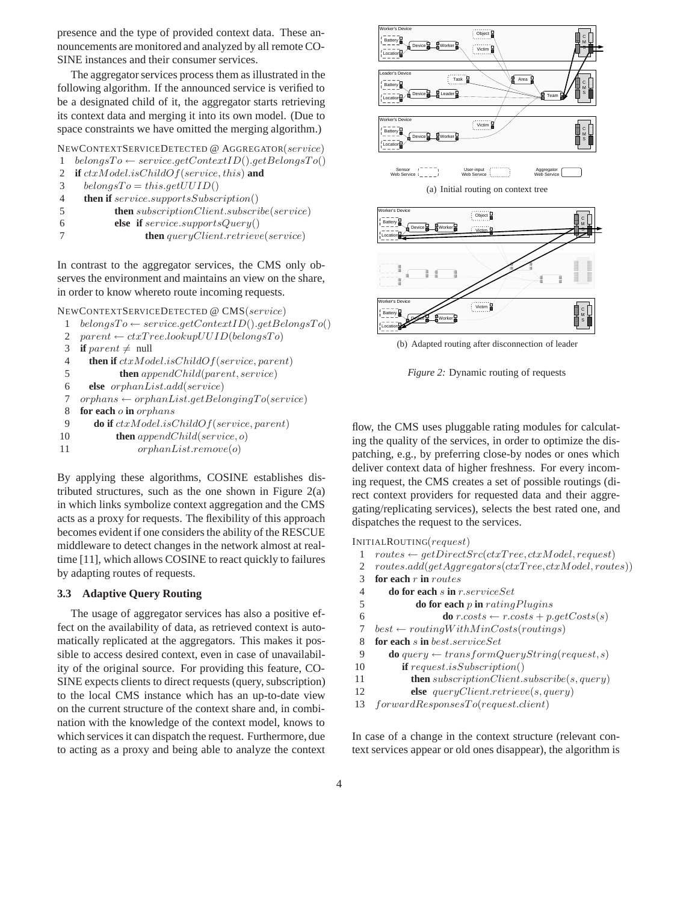presence and the type of provided context data. These announcements are monitored and analyzed by all remote COSINE instances and their consumer services.

The aggregator services process them as illustrated in the following algorithm. If the announced service is verified to be a designated child of it, the aggregator starts retrieving its context data and merging it into its own model. (Due to space constraints we have omitted the merging algorithm.)

```
NEWCONTEXTSERVICEDETECTED @ AGGREGATOR(service)
1  belongsTo ← service.getContextID().getBelongsTo()
2  if ctxModel.isChildOf(service, this) and
3     belongsTo = this.getUUID()
4     then if service.supportsSubscription()
5             then subscriptionClient.subscribe(service)
6             else if service.supportsQuery()
7                     then queryClient.retrieve(service)
```

In contrast to the aggregator services, the CMS only observes the environment and maintains an view on the share, in order to know whereto route incoming requests.

```
NEWCONTEXTSERVICEDETECTED @ CMS(service)
 1  belongsTo ← service.getContextID().getBelongsTo()
 2  parent ← ctxTree.lookupUUID(belongsTo)
 3  if parent ≠ null
 4     then if ctxModel.isChildOf(service, parent)
 5             then appendChild(parent, service)
 6     else orphanList.add(service)
 7  orphans ← orphanList.getBelongingTo(service)
 8  for each o in orphans
 9     do if ctxModel.isChildOf(service, parent)
10           then appendChild(service, o)
11                orphanList.remove(o)
```

By applying these algorithms, COSINE establishes distributed structures, such as the one shown in Figure 2(a) in which links symbolize context aggregation and the CMS acts as a proxy for requests. The flexibility of this approach becomes evident if one considers the ability of the RESCUE middleware to detect changes in the network almost at real-time [11], which allows COSINE to react quickly to failures by adapting routes of requests.

### 3.3 Adaptive Query Routing

The usage of aggregator services has also a positive effect on the availability of data, as retrieved context is automatically replicated at the aggregators. This makes it possible to access desired context, even in case of unavailability of the original source. For providing this feature, COSINE expects clients to direct requests (query, subscription) to the local CMS instance which has an up-to-date view on the current structure of the context share and, in combination with the knowledge of the context model, knows to which services it can dispatch the request. Furthermore, due to acting as a proxy and being able to analyze the context

(a) Initial routing on context tree

(b) Adapted routing after disconnection of leader

*Figure 2:* Dynamic routing of requests

flow, the CMS uses pluggable rating modules for calculating the quality of the services, in order to optimize the dispatching, e.g., by preferring close-by nodes or ones which deliver context data of higher freshness. For every incoming request, the CMS creates a set of possible routings (direct context providers for requested data and their aggregating/replicating services), selects the best rated one, and dispatches the request to the services.

```
INITIALROUTING(request)
 1  routes ← getDirectSrc(ctxTree, ctxModel, request)
 2  routes.add(getAggregators(ctxTree, ctxModel, routes))
 3  for each r in routes
 4     do for each s in r.serviceSet
 5           do for each p in ratingPlugins
 6                 do r.costs ← r.costs + p.getCosts(s)
 7  best ← routingWithMinCosts(routings)
 8  for each s in best.serviceSet
 9     do query ← transformQueryString(request, s)
10        if request.isSubscription()
11           then subscriptionClient.subscribe(s, query)
12           else queryClient.retrieve(s, query)
13  forwardResponsesTo(request.client)
```

In case of a change in the context structure (relevant context services appear or old ones disappear), the algorithm is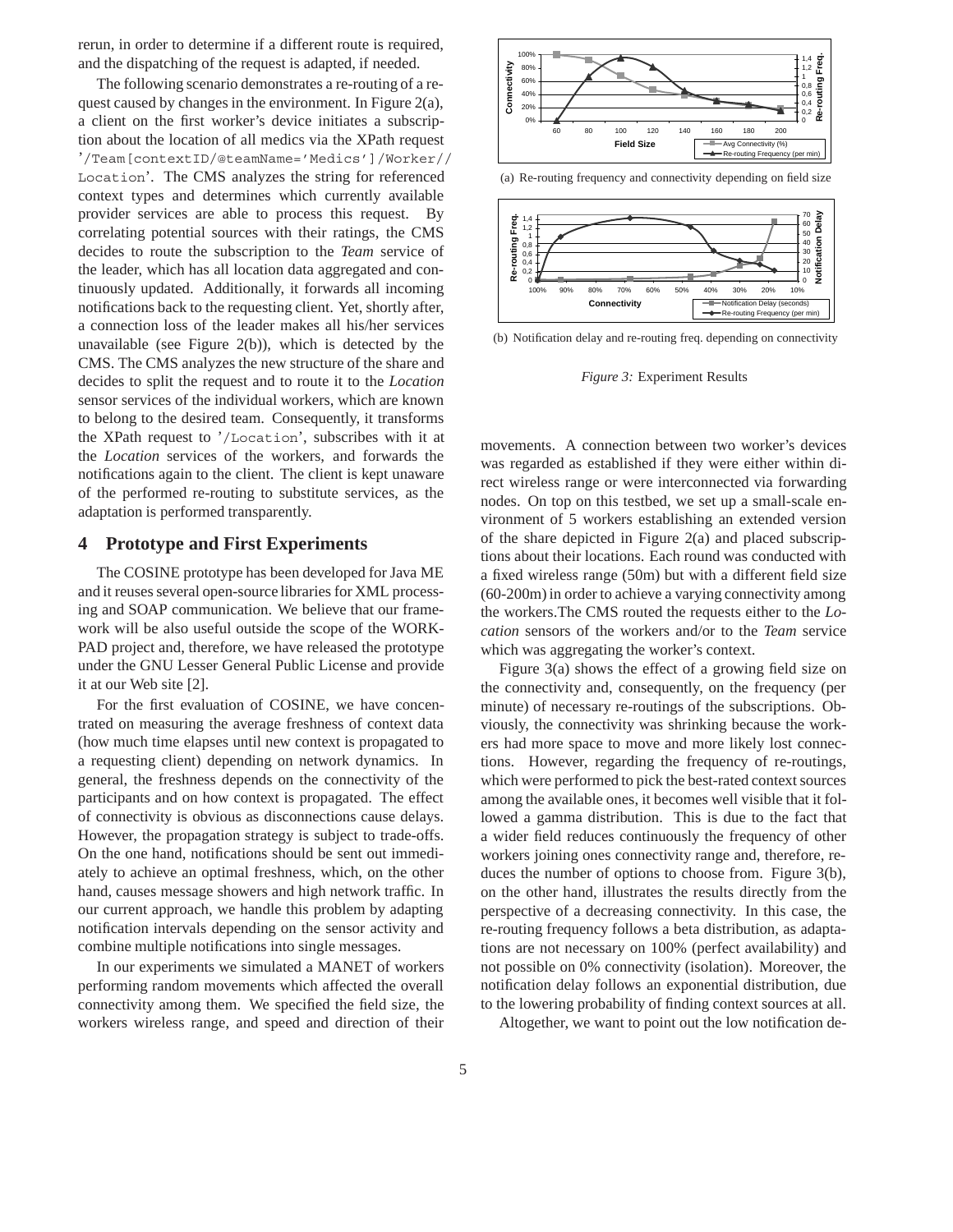rerun, in order to determine if a different route is required, and the dispatching of the request is adapted, if needed.

The following scenario demonstrates a re-routing of a request caused by changes in the environment. In Figure 2(a), a client on the first worker's device initiates a subscription about the location of all medics via the XPath request '/Team[contextID/@teamName='Medics']/Worker//Location'. The CMS analyzes the string for referenced context types and determines which currently available provider services are able to process this request. By correlating potential sources with their ratings, the CMS decides to route the subscription to the *Team* service of the leader, which has all location data aggregated and continuously updated. Additionally, it forwards all incoming notifications back to the requesting client. Yet, shortly after, a connection loss of the leader makes all his/her services unavailable (see Figure 2(b)), which is detected by the CMS. The CMS analyzes the new structure of the share and decides to split the request and to route it to the *Location* sensor services of the individual workers, which are known to belong to the desired team. Consequently, it transforms the XPath request to '/Location', subscribes with it at the *Location* services of the workers, and forwards the notifications again to the client. The client is kept unaware of the performed re-routing to substitute services, as the adaptation is performed transparently.

## 4 Prototype and First Experiments

The COSINE prototype has been developed for Java ME and it reuses several open-source libraries for XML processing and SOAP communication. We believe that our framework will be also useful outside the scope of the WORK-PAD project and, therefore, we have released the prototype under the GNU Lesser General Public License and provide it at our Web site [2].

For the first evaluation of COSINE, we have concentrated on measuring the average freshness of context data (how much time elapses until new context is propagated to a requesting client) depending on network dynamics. In general, the freshness depends on the connectivity of the participants and on how context is propagated. The effect of connectivity is obvious as disconnections cause delays. However, the propagation strategy is subject to trade-offs. On the one hand, notifications should be sent out immediately to achieve an optimal freshness, which, on the other hand, causes message showers and high network traffic. In our current approach, we handle this problem by adapting notification intervals depending on the sensor activity and combine multiple notifications into single messages.

In our experiments we simulated a MANET of workers performing random movements which affected the overall connectivity among them. We specified the field size, the workers wireless range, and speed and direction of their

Connectivity
100%
80%
60%
40%
20%
0%
60 80 100 120 140 160 180 200
Field Size
Re-routing Freq.
1,4
1,2
1
0,8
0,6
0,4
0,2
0
Avg Connectivity (%)
Re-routing Frequency (per min)

(a) Re-routing frequency and connectivity depending on field size

Re-routing Freq.
1,4
1,2
1
0,8
0,6
0,4
0,2
0
100% 90% 80% 70% 60% 50% 40% 30% 20% 10%
Connectivity
Notification Delay
70
60
50
40
30
20
10
0
Notification Delay (seconds)
Re-routing Frequency (per min)

(b) Notification delay and re-routing freq. depending on connectivity

*Figure 3:* Experiment Results

movements. A connection between two worker's devices was regarded as established if they were either within direct wireless range or were interconnected via forwarding nodes. On top on this testbed, we set up a small-scale environment of 5 workers establishing an extended version of the share depicted in Figure 2(a) and placed subscriptions about their locations. Each round was conducted with a fixed wireless range (50m) but with a different field size (60-200m) in order to achieve a varying connectivity among the workers.The CMS routed the requests either to the *Location* sensors of the workers and/or to the *Team* service which was aggregating the worker's context.

Figure 3(a) shows the effect of a growing field size on the connectivity and, consequently, on the frequency (per minute) of necessary re-routings of the subscriptions. Obviously, the connectivity was shrinking because the workers had more space to move and more likely lost connections. However, regarding the frequency of re-routings, which were performed to pick the best-rated context sources among the available ones, it becomes well visible that it followed a gamma distribution. This is due to the fact that a wider field reduces continuously the frequency of other workers joining ones connectivity range and, therefore, reduces the number of options to choose from. Figure 3(b), on the other hand, illustrates the results directly from the perspective of a decreasing connectivity. In this case, the re-routing frequency follows a beta distribution, as adaptations are not necessary on 100% (perfect availability) and not possible on 0% connectivity (isolation). Moreover, the notification delay follows an exponential distribution, due to the lowering probability of finding context sources at all.

Altogether, we want to point out the low notification de-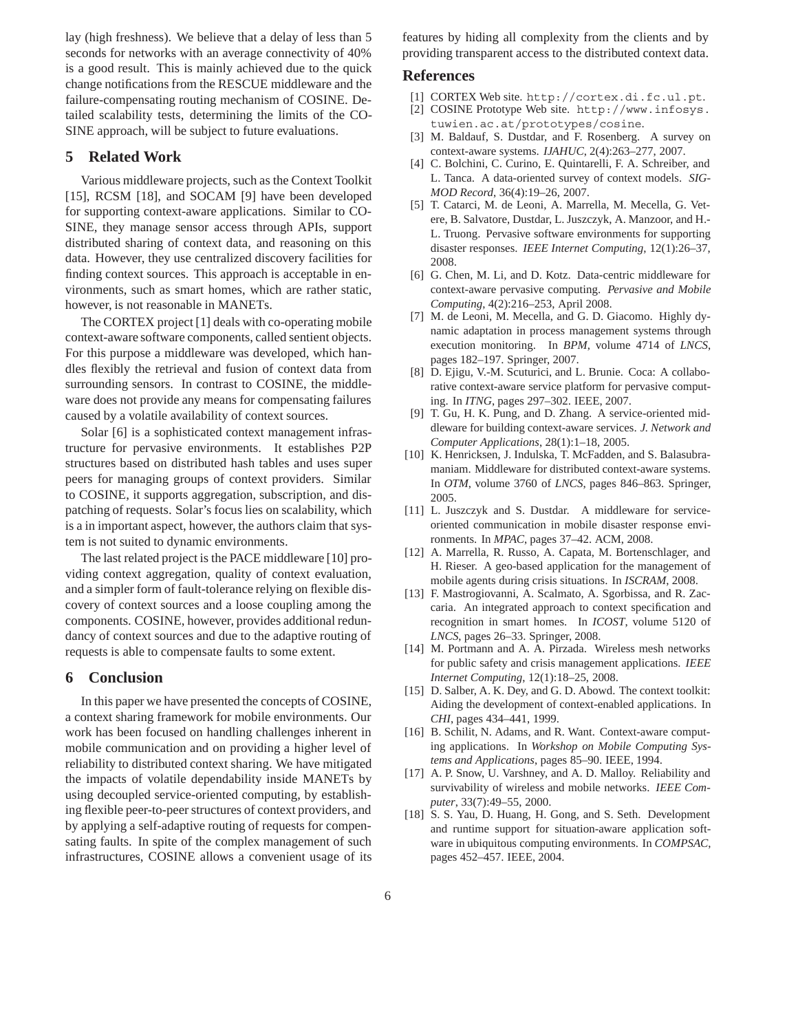lay (high freshness). We believe that a delay of less than 5 seconds for networks with an average connectivity of 40% is a good result. This is mainly achieved due to the quick change notifications from the RESCUE middleware and the failure-compensating routing mechanism of COSINE. Detailed scalability tests, determining the limits of the COSINE approach, will be subject to future evaluations.

## 5 Related Work

Various middleware projects, such as the Context Toolkit [15], RCSM [18], and SOCAM [9] have been developed for supporting context-aware applications. Similar to COSINE, they manage sensor access through APIs, support distributed sharing of context data, and reasoning on this data. However, they use centralized discovery facilities for finding context sources. This approach is acceptable in environments, such as smart homes, which are rather static, however, is not reasonable in MANETs.

The CORTEX project [1] deals with co-operating mobile context-aware software components, called sentient objects. For this purpose a middleware was developed, which handles flexibly the retrieval and fusion of context data from surrounding sensors. In contrast to COSINE, the middleware does not provide any means for compensating failures caused by a volatile availability of context sources.

Solar [6] is a sophisticated context management infrastructure for pervasive environments. It establishes P2P structures based on distributed hash tables and uses super peers for managing groups of context providers. Similar to COSINE, it supports aggregation, subscription, and dispatching of requests. Solar's focus lies on scalability, which is a in important aspect, however, the authors claim that system is not suited to dynamic environments.

The last related project is the PACE middleware [10] providing context aggregation, quality of context evaluation, and a simpler form of fault-tolerance relying on flexible discovery of context sources and a loose coupling among the components. COSINE, however, provides additional redundancy of context sources and due to the adaptive routing of requests is able to compensate faults to some extent.

## 6 Conclusion

In this paper we have presented the concepts of COSINE, a context sharing framework for mobile environments. Our work has been focused on handling challenges inherent in mobile communication and on providing a higher level of reliability to distributed context sharing. We have mitigated the impacts of volatile dependability inside MANETs by using decoupled service-oriented computing, by establishing flexible peer-to-peer structures of context providers, and by applying a self-adaptive routing of requests for compensating faults. In spite of the complex management of such infrastructures, COSINE allows a convenient usage of its features by hiding all complexity from the clients and by providing transparent access to the distributed context data.

## References

[1] CORTEX Web site. `http://cortex.di.fc.ul.pt`.

[2] COSINE Prototype Web site. `http://www.infosys.tuwien.ac.at/prototypes/cosine`.

[3] M. Baldauf, S. Dustdar, and F. Rosenberg. A survey on context-aware systems. *IJAHUC*, 2(4):263–277, 2007.

[4] C. Bolchini, C. Curino, E. Quintarelli, F. A. Schreiber, and L. Tanca. A data-oriented survey of context models. *SIGMOD Record*, 36(4):19–26, 2007.

[5] T. Catarci, M. de Leoni, A. Marrella, M. Mecella, G. Vetere, B. Salvatore, Dustdar, L. Juszczyk, A. Manzoor, and H.-L. Truong. Pervasive software environments for supporting disaster responses. *IEEE Internet Computing*, 12(1):26–37, 2008.

[6] G. Chen, M. Li, and D. Kotz. Data-centric middleware for context-aware pervasive computing. *Pervasive and Mobile Computing*, 4(2):216–253, April 2008.

[7] M. de Leoni, M. Mecella, and G. D. Giacomo. Highly dynamic adaptation in process management systems through execution monitoring. In *BPM*, volume 4714 of *LNCS*, pages 182–197. Springer, 2007.

[8] D. Ejigu, V.-M. Scuturici, and L. Brunie. Coca: A collaborative context-aware service platform for pervasive computing. In *ITNG*, pages 297–302. IEEE, 2007.

[9] T. Gu, H. K. Pung, and D. Zhang. A service-oriented middleware for building context-aware services. *J. Network and Computer Applications*, 28(1):1–18, 2005.

[10] K. Henricksen, J. Indulska, T. McFadden, and S. Balasubramaniam. Middleware for distributed context-aware systems. In *OTM*, volume 3760 of *LNCS*, pages 846–863. Springer, 2005.

[11] L. Juszczyk and S. Dustdar. A middleware for service-oriented communication in mobile disaster response environments. In *MPAC*, pages 37–42. ACM, 2008.

[12] A. Marrella, R. Russo, A. Capata, M. Bortenschlager, and H. Rieser. A geo-based application for the management of mobile agents during crisis situations. In *ISCRAM*, 2008.

[13] F. Mastrogiovanni, A. Scalmato, A. Sgorbissa, and R. Zaccaria. An integrated approach to context specification and recognition in smart homes. In *ICOST*, volume 5120 of *LNCS*, pages 26–33. Springer, 2008.

[14] M. Portmann and A. A. Pirzada. Wireless mesh networks for public safety and crisis management applications. *IEEE Internet Computing*, 12(1):18–25, 2008.

[15] D. Salber, A. K. Dey, and G. D. Abowd. The context toolkit: Aiding the development of context-enabled applications. In *CHI*, pages 434–441, 1999.

[16] B. Schilit, N. Adams, and R. Want. Context-aware computing applications. In *Workshop on Mobile Computing Systems and Applications*, pages 85–90. IEEE, 1994.

[17] A. P. Snow, U. Varshney, and A. D. Malloy. Reliability and survivability of wireless and mobile networks. *IEEE Computer*, 33(7):49–55, 2000.

[18] S. S. Yau, D. Huang, H. Gong, and S. Seth. Development and runtime support for situation-aware application software in ubiquitous computing environments. In *COMPSAC*, pages 452–457. IEEE, 2004.